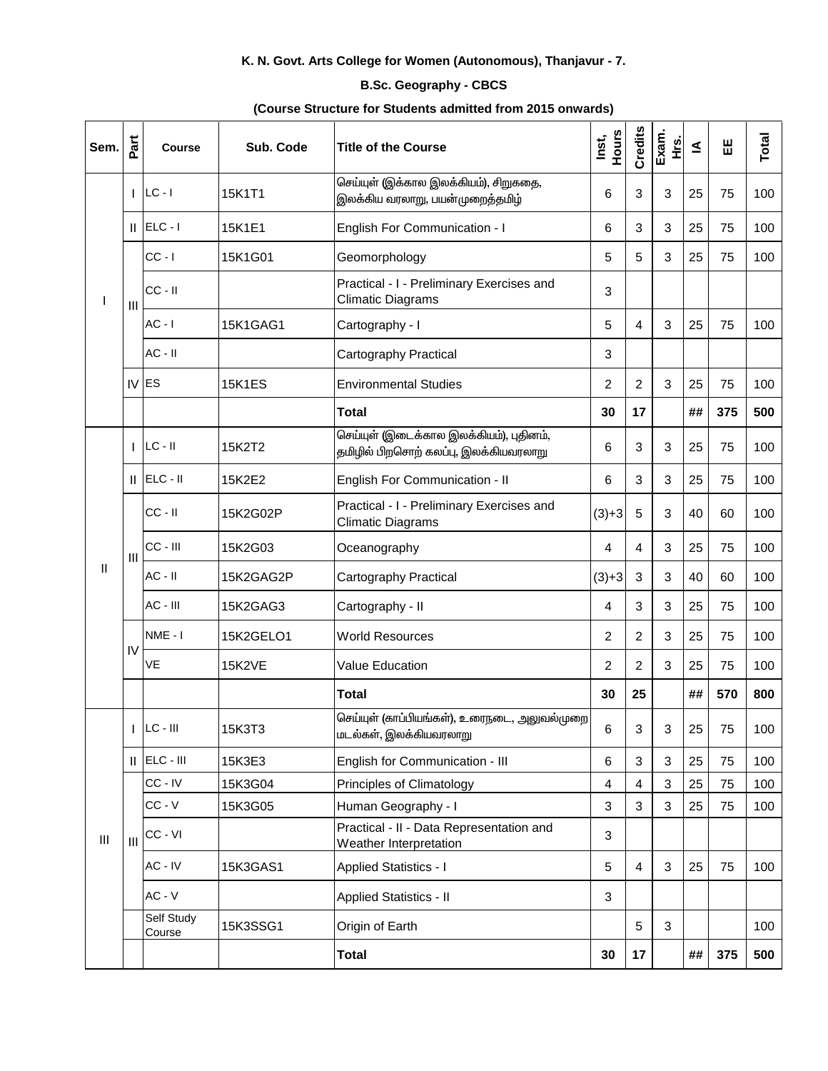**K. N. Govt. Arts College for Women (Autonomous), Thanjavur - 7.**

**B.Sc. Geography - CBCS**

**(Course Structure for Students admitted from 2015 onwards)**

| Sem. | Part | Course | Sub. Code | Title of the Course | Inst, Hours | Credits | Exam. Hrs. | IA | EE | Total |
|---|---|---|---|---|---|---|---|---|---|---|
| I | I | LC - I | 15K1T1 | செய்யுள் (இக்கால இலக்கியம்), சிறுகதை, இலக்கிய வரலாறு, பயன்முறைத்தமிழ் | 6 | 3 | 3 | 25 | 75 | 100 |
| | II | ELC - I | 15K1E1 | English For Communication - I | 6 | 3 | 3 | 25 | 75 | 100 |
| | III | CC - I | 15K1G01 | Geomorphology | 5 | 5 | 3 | 25 | 75 | 100 |
| | | CC - II | | Practical - I - Preliminary Exercises and Climatic Diagrams | 3 | | | | | |
| | | AC - I | 15K1GAG1 | Cartography - I | 5 | 4 | 3 | 25 | 75 | 100 |
| | | AC - II | | Cartography Practical | 3 | | | | | |
| | IV | ES | 15K1ES | Environmental Studies | 2 | 2 | 3 | 25 | 75 | 100 |
| | | | | **Total** | **30** | **17** | | **##** | **375** | **500** |
| II | I | LC - II | 15K2T2 | செய்யுள் (இடைக்கால இலக்கியம்), புதினம், தமிழில் பிறசொற் கலப்பு, இலக்கியவரலாறு | 6 | 3 | 3 | 25 | 75 | 100 |
| | II | ELC - II | 15K2E2 | English For Communication - II | 6 | 3 | 3 | 25 | 75 | 100 |
| | III | CC - II | 15K2G02P | Practical - I - Preliminary Exercises and Climatic Diagrams | (3)+3 | 5 | 3 | 40 | 60 | 100 |
| | | CC - III | 15K2G03 | Oceanography | 4 | 4 | 3 | 25 | 75 | 100 |
| | | AC - II | 15K2GAG2P | Cartography Practical | (3)+3 | 3 | 3 | 40 | 60 | 100 |
| | | AC - III | 15K2GAG3 | Cartography - II | 4 | 3 | 3 | 25 | 75 | 100 |
| | IV | NME - I | 15K2GELO1 | World Resources | 2 | 2 | 3 | 25 | 75 | 100 |
| | | VE | 15K2VE | Value Education | 2 | 2 | 3 | 25 | 75 | 100 |
| | | | | **Total** | **30** | **25** | | **##** | **570** | **800** |
| III | I | LC - III | 15K3T3 | செய்யுள் (காப்பியங்கள்), உரைநடை, அலுவல்முறை மடல்கள், இலக்கியவரலாறு | 6 | 3 | 3 | 25 | 75 | 100 |
| | II | ELC - III | 15K3E3 | English for Communication - III | 6 | 3 | 3 | 25 | 75 | 100 |
| | III | CC - IV | 15K3G04 | Principles of Climatology | 4 | 4 | 3 | 25 | 75 | 100 |
| | | CC - V | 15K3G05 | Human Geography - I | 3 | 3 | 3 | 25 | 75 | 100 |
| | | CC - VI | | Practical - II - Data Representation and Weather Interpretation | 3 | | | | | |
| | | AC - IV | 15K3GAS1 | Applied Statistics - I | 5 | 4 | 3 | 25 | 75 | 100 |
| | | AC - V | | Applied Statistics - II | 3 | | | | | |
| | | Self Study Course | 15K3SSG1 | Origin of Earth | | 5 | 3 | | | 100 |
| | | | | **Total** | **30** | **17** | | **##** | **375** | **500** |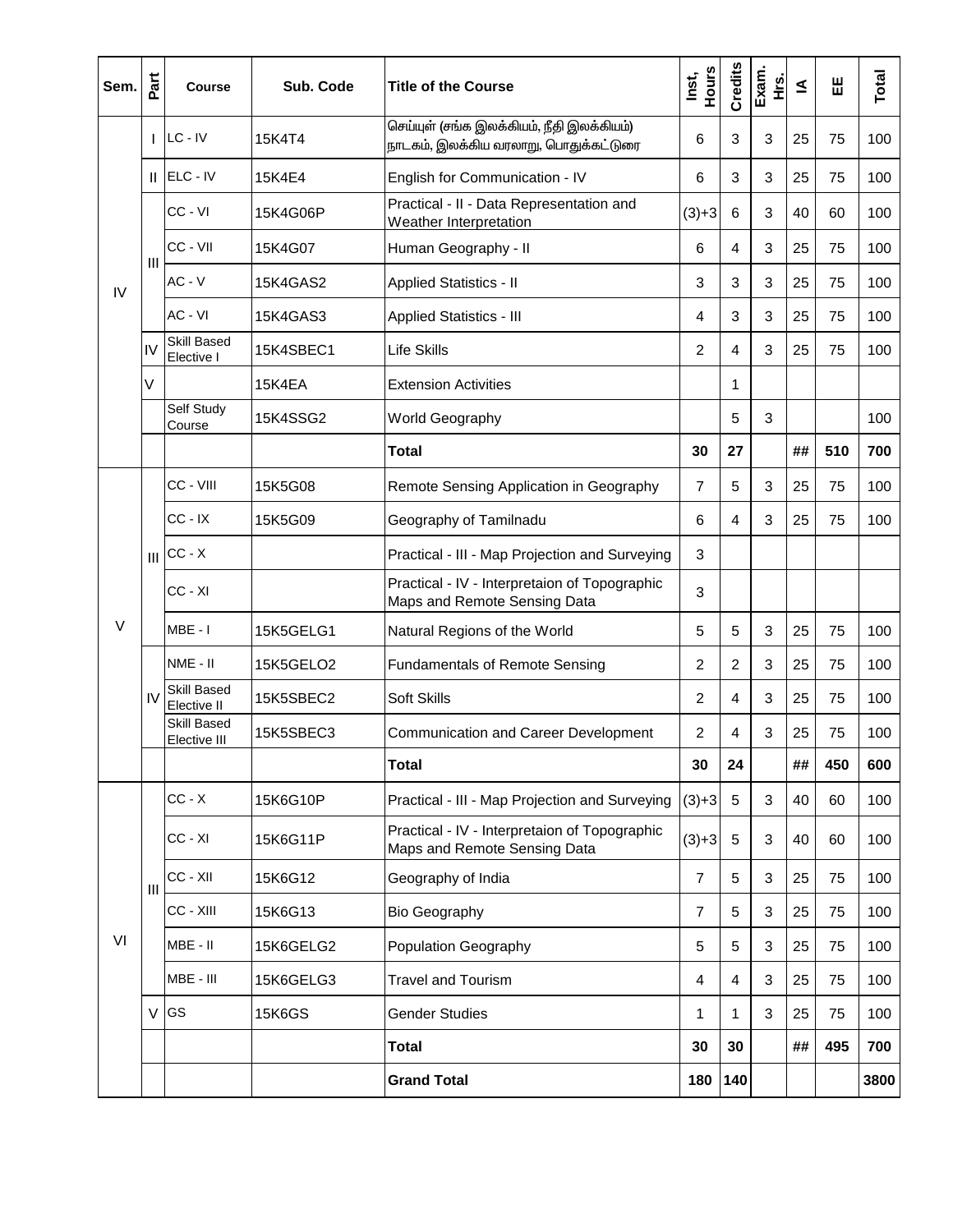| Sem. | Part | Course | Sub. Code | Title of the Course | Inst, Hours | Credits | Exam. Hrs. | IA | EE | Total |
|---|---|---|---|---|---|---|---|---|---|---|
| IV | I | LC - IV | 15K4T4 | செய்யுள் (சங்க இலக்கியம், நீதி இலக்கியம்) நாடகம், இலக்கிய வரலாறு, பொதுக்கட்டுரை | 6 | 3 | 3 | 25 | 75 | 100 |
| | II | ELC - IV | 15K4E4 | English for Communication - IV | 6 | 3 | 3 | 25 | 75 | 100 |
| | III | CC - VI | 15K4G06P | Practical - II - Data Representation and Weather Interpretation | (3)+3 | 6 | 3 | 40 | 60 | 100 |
| | | CC - VII | 15K4G07 | Human Geography - II | 6 | 4 | 3 | 25 | 75 | 100 |
| | | AC - V | 15K4GAS2 | Applied Statistics - II | 3 | 3 | 3 | 25 | 75 | 100 |
| | | AC - VI | 15K4GAS3 | Applied Statistics - III | 4 | 3 | 3 | 25 | 75 | 100 |
| | IV | Skill Based Elective I | 15K4SBEC1 | Life Skills | 2 | 4 | 3 | 25 | 75 | 100 |
| | V | | 15K4EA | Extension Activities | | 1 | | | | |
| | | Self Study Course | 15K4SSG2 | World Geography | | 5 | 3 | | | 100 |
| | | | | **Total** | **30** | **27** | | **##** | **510** | **700** |
| V | III | CC - VIII | 15K5G08 | Remote Sensing Application in Geography | 7 | 5 | 3 | 25 | 75 | 100 |
| | | CC - IX | 15K5G09 | Geography of Tamilnadu | 6 | 4 | 3 | 25 | 75 | 100 |
| | | CC - X | | Practical - III - Map Projection and Surveying | 3 | | | | | |
| | | CC - XI | | Practical - IV - Interpretaion of Topographic Maps and Remote Sensing Data | 3 | | | | | |
| | | MBE - I | 15K5GELG1 | Natural Regions of the World | 5 | 5 | 3 | 25 | 75 | 100 |
| | IV | NME - II | 15K5GELO2 | Fundamentals of Remote Sensing | 2 | 2 | 3 | 25 | 75 | 100 |
| | | Skill Based Elective II | 15K5SBEC2 | Soft Skills | 2 | 4 | 3 | 25 | 75 | 100 |
| | | Skill Based Elective III | 15K5SBEC3 | Communication and Career Development | 2 | 4 | 3 | 25 | 75 | 100 |
| | | | | **Total** | **30** | **24** | | **##** | **450** | **600** |
| VI | III | CC - X | 15K6G10P | Practical - III - Map Projection and Surveying | (3)+3 | 5 | 3 | 40 | 60 | 100 |
| | | CC - XI | 15K6G11P | Practical - IV - Interpretaion of Topographic Maps and Remote Sensing Data | (3)+3 | 5 | 3 | 40 | 60 | 100 |
| | | CC - XII | 15K6G12 | Geography of India | 7 | 5 | 3 | 25 | 75 | 100 |
| | | CC - XIII | 15K6G13 | Bio Geography | 7 | 5 | 3 | 25 | 75 | 100 |
| | | MBE - II | 15K6GELG2 | Population Geography | 5 | 5 | 3 | 25 | 75 | 100 |
| | | MBE - III | 15K6GELG3 | Travel and Tourism | 4 | 4 | 3 | 25 | 75 | 100 |
| | V | GS | 15K6GS | Gender Studies | 1 | 1 | 3 | 25 | 75 | 100 |
| | | | | **Total** | **30** | **30** | | **##** | **495** | **700** |
| | | | | **Grand Total** | **180** | **140** | | | | **3800** |